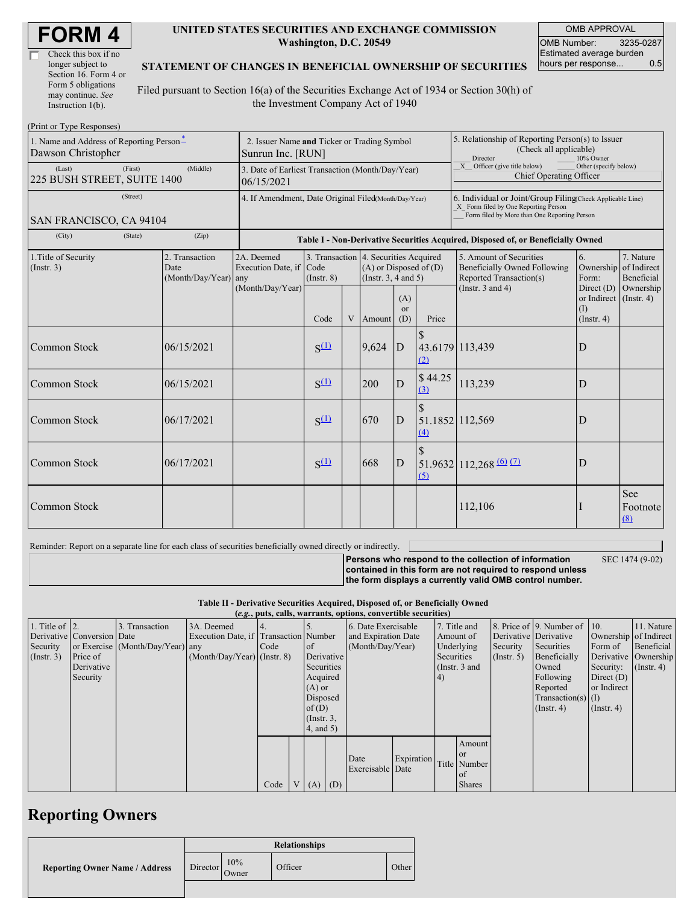# FORM 4

☐ Check this box if no longer subject to Section 16. Form 4 or Form 5 obligations may continue. *See* Instruction 1(b).

**UNITED STATES SECURITIES AND EXCHANGE COMMISSION**
**Washington, D.C. 20549**

**STATEMENT OF CHANGES IN BENEFICIAL OWNERSHIP OF SECURITIES**

Filed pursuant to Section 16(a) of the Securities Exchange Act of 1934 or Section 30(h) of the Investment Company Act of 1940

| OMB APPROVAL | |
|---|---|
| OMB Number: | 3235-0287 |
| Estimated average burden hours per response... | 0.5 |

(Print or Type Responses)

| | | |
|---|---|---|
| 1. Name and Address of Reporting Person * <br> Dawson Christopher <br> (Last) (First) (Middle) <br> 225 BUSH STREET, SUITE 1400 <br> (Street) <br> SAN FRANCISCO, CA 94104 <br> (City) (State) (Zip) | 2. Issuer Name **and** Ticker or Trading Symbol <br> Sunrun Inc. [RUN] <br><br> 3. Date of Earliest Transaction (Month/Day/Year) <br> 06/15/2021 <br><br> 4. If Amendment, Date Original Filed (Month/Day/Year) | 5. Relationship of Reporting Person(s) to Issuer (Check all applicable) <br> ___ Director ___ 10% Owner <br> \_X\_ Officer (give title below) ___ Other (specify below) <br> Chief Operating Officer <br><br> 6. Individual or Joint/Group Filing (Check Applicable Line) <br> \_X\_ Form filed by One Reporting Person <br> ___ Form filed by More than One Reporting Person |

**Table I - Non-Derivative Securities Acquired, Disposed of, or Beneficially Owned**

| 1.Title of Security (Instr. 3) | 2. Transaction Date (Month/Day/Year) | 2A. Deemed Execution Date, if any (Month/Day/Year) | 3. Transaction Code (Instr. 8) | | 4. Securities Acquired (A) or Disposed of (D) (Instr. 3, 4 and 5) | | | 5. Amount of Securities Beneficially Owned Following Reported Transaction(s) (Instr. 3 and 4) | 6. Ownership Form: Direct (D) or Indirect (I) (Instr. 4) | 7. Nature of Indirect Beneficial Ownership (Instr. 4) |
|---|---|---|---|---|---|---|---|---|---|---|
| | | | Code | V | Amount | (A) or (D) | Price | | | |
| Common Stock | 06/15/2021 | | S [(1)](#) | | 9,624 | D | $ 43.6179 [(2)](#) | 113,439 | D | |
| Common Stock | 06/15/2021 | | S [(1)](#) | | 200 | D | $ 44.25 [(3)](#) | 113,239 | D | |
| Common Stock | 06/17/2021 | | S [(1)](#) | | 670 | D | $ 51.1852 [(4)](#) | 112,569 | D | |
| Common Stock | 06/17/2021 | | S [(1)](#) | | 668 | D | $ 51.9632 [(5)](#) | 112,268 [(6)](#) [(7)](#) | D | |
| Common Stock | | | | | | | | 112,106 | I | See Footnote [(8)](#) |

Reminder: Report on a separate line for each class of securities beneficially owned directly or indirectly.

**Persons who respond to the collection of information contained in this form are not required to respond unless the form displays a currently valid OMB control number.** SEC 1474 (9-02)

**Table II - Derivative Securities Acquired, Disposed of, or Beneficially Owned**
**(*e.g.*, puts, calls, warrants, options, convertible securities)**

| 1. Title of Derivative Security (Instr. 3) | 2. Conversion or Exercise Price of Derivative Security | 3. Transaction Date (Month/Day/Year) | 3A. Deemed Execution Date, if any (Month/Day/Year) | 4. Transaction Code (Instr. 8) | | 5. Number of Derivative Securities Acquired (A) or Disposed of (D) (Instr. 3, 4, and 5) | | 6. Date Exercisable and Expiration Date (Month/Day/Year) | | 7. Title and Amount of Underlying Securities (Instr. 3 and 4) | | 8. Price of Derivative Security (Instr. 5) | 9. Number of Derivative Securities Beneficially Owned Following Reported Transaction(s) (Instr. 4) | 10. Ownership Form of Derivative Security: Direct (D) or Indirect (I) (Instr. 4) | 11. Nature of Indirect Beneficial Ownership (Instr. 4) |
|---|---|---|---|---|---|---|---|---|---|---|---|---|---|---|---|
| | | | | Code | V | (A) | (D) | Date Exercisable | Expiration Date | Title | Amount or Number of Shares | | | | |

## Reporting Owners

| Reporting Owner Name / Address | Relationships | | | |
|---|---|---|---|---|
| | Director | 10% Owner | Officer | Other |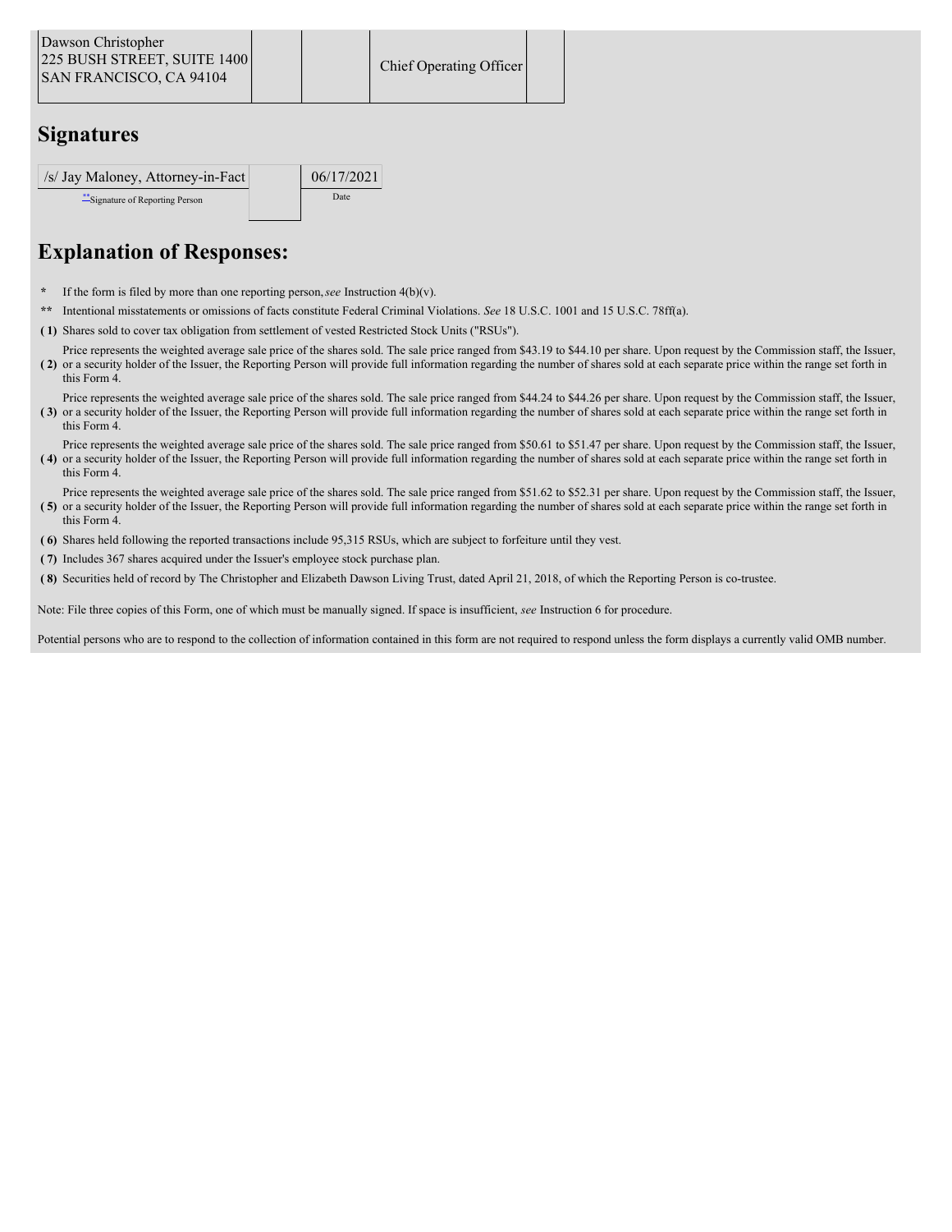| | | | | |
|---|---|---|---|---|
| Dawson Christopher<br>225 BUSH STREET, SUITE 1400<br>SAN FRANCISCO, CA 94104 | | | Chief Operating Officer | |

## Signatures

| | | |
|---|---|---|
| /s/ Jay Maloney, Attorney-in-Fact | | 06/17/2021 |
| ** Signature of Reporting Person | | Date |

## Explanation of Responses:

- \* If the form is filed by more than one reporting person, *see* Instruction 4(b)(v).
- \*\* Intentional misstatements or omissions of facts constitute Federal Criminal Violations. *See* 18 U.S.C. 1001 and 15 U.S.C. 78ff(a).
- ( 1) Shares sold to cover tax obligation from settlement of vested Restricted Stock Units ("RSUs").
- ( 2) Price represents the weighted average sale price of the shares sold. The sale price ranged from $43.19 to $44.10 per share. Upon request by the Commission staff, the Issuer, or a security holder of the Issuer, the Reporting Person will provide full information regarding the number of shares sold at each separate price within the range set forth in this Form 4.
- ( 3) Price represents the weighted average sale price of the shares sold. The sale price ranged from $44.24 to $44.26 per share. Upon request by the Commission staff, the Issuer, or a security holder of the Issuer, the Reporting Person will provide full information regarding the number of shares sold at each separate price within the range set forth in this Form 4.
- ( 4) Price represents the weighted average sale price of the shares sold. The sale price ranged from $50.61 to $51.47 per share. Upon request by the Commission staff, the Issuer, or a security holder of the Issuer, the Reporting Person will provide full information regarding the number of shares sold at each separate price within the range set forth in this Form 4.
- ( 5) Price represents the weighted average sale price of the shares sold. The sale price ranged from $51.62 to $52.31 per share. Upon request by the Commission staff, the Issuer, or a security holder of the Issuer, the Reporting Person will provide full information regarding the number of shares sold at each separate price within the range set forth in this Form 4.
- ( 6) Shares held following the reported transactions include 95,315 RSUs, which are subject to forfeiture until they vest.
- ( 7) Includes 367 shares acquired under the Issuer's employee stock purchase plan.
- ( 8) Securities held of record by The Christopher and Elizabeth Dawson Living Trust, dated April 21, 2018, of which the Reporting Person is co-trustee.

Note: File three copies of this Form, one of which must be manually signed. If space is insufficient, *see* Instruction 6 for procedure.

Potential persons who are to respond to the collection of information contained in this form are not required to respond unless the form displays a currently valid OMB number.